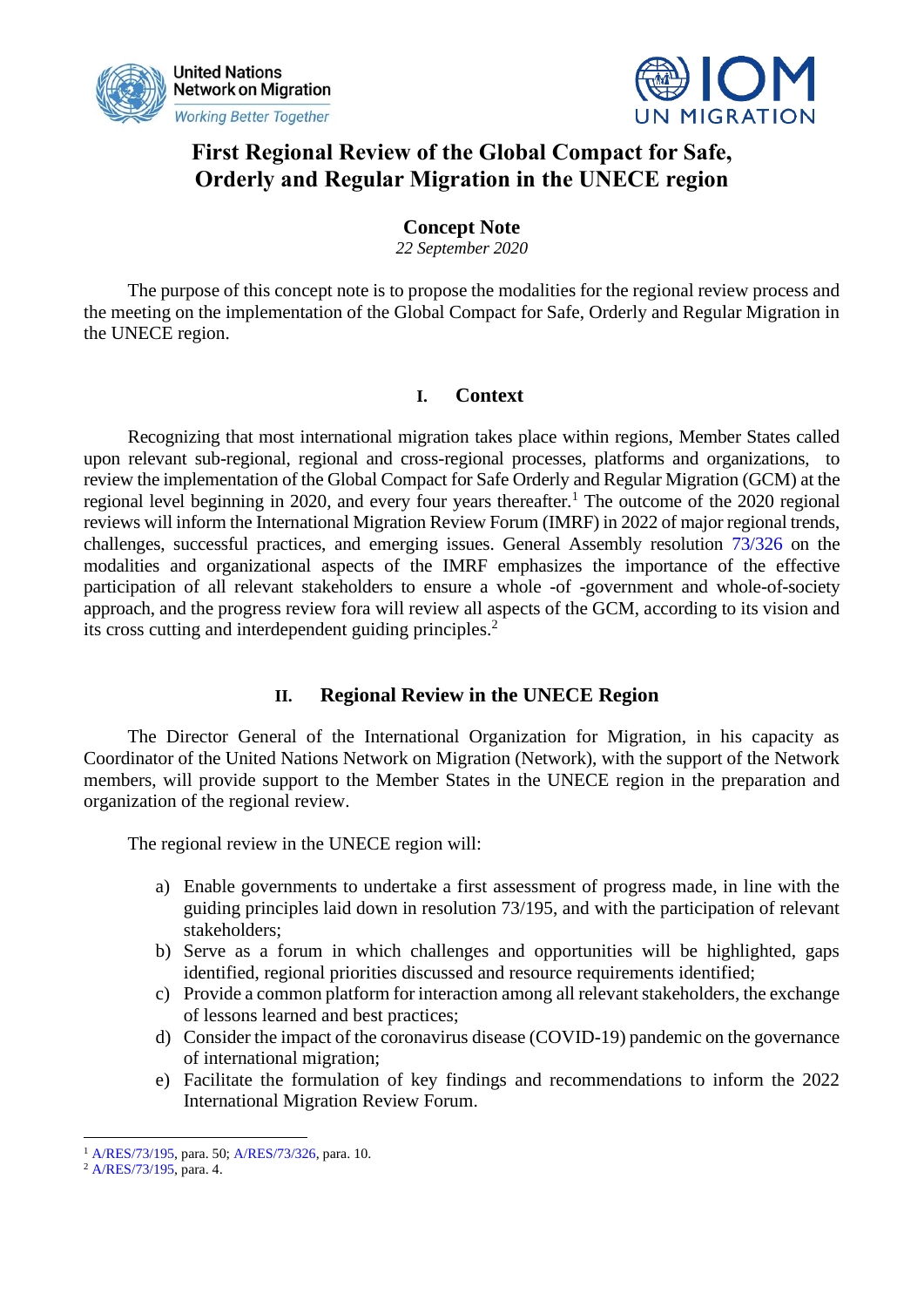United Nations Network on Migration
*Working Better Together*

IOM UN MIGRATION

# First Regional Review of the Global Compact for Safe, Orderly and Regular Migration in the UNECE region

## Concept Note

*22 September 2020*

The purpose of this concept note is to propose the modalities for the regional review process and the meeting on the implementation of the Global Compact for Safe, Orderly and Regular Migration in the UNECE region.

## I. Context

Recognizing that most international migration takes place within regions, Member States called upon relevant sub-regional, regional and cross-regional processes, platforms and organizations, to review the implementation of the Global Compact for Safe Orderly and Regular Migration (GCM) at the regional level beginning in 2020, and every four years thereafter.[1] The outcome of the 2020 regional reviews will inform the International Migration Review Forum (IMRF) in 2022 of major regional trends, challenges, successful practices, and emerging issues. General Assembly resolution 73/326 on the modalities and organizational aspects of the IMRF emphasizes the importance of the effective participation of all relevant stakeholders to ensure a whole -of -government and whole-of-society approach, and the progress review fora will review all aspects of the GCM, according to its vision and its cross cutting and interdependent guiding principles.[2]

## II. Regional Review in the UNECE Region

The Director General of the International Organization for Migration, in his capacity as Coordinator of the United Nations Network on Migration (Network), with the support of the Network members, will provide support to the Member States in the UNECE region in the preparation and organization of the regional review.

The regional review in the UNECE region will:

a) Enable governments to undertake a first assessment of progress made, in line with the guiding principles laid down in resolution 73/195, and with the participation of relevant stakeholders;
b) Serve as a forum in which challenges and opportunities will be highlighted, gaps identified, regional priorities discussed and resource requirements identified;
c) Provide a common platform for interaction among all relevant stakeholders, the exchange of lessons learned and best practices;
d) Consider the impact of the coronavirus disease (COVID-19) pandemic on the governance of international migration;
e) Facilitate the formulation of key findings and recommendations to inform the 2022 International Migration Review Forum.

---

[1] A/RES/73/195, para. 50; A/RES/73/326, para. 10.
[2] A/RES/73/195, para. 4.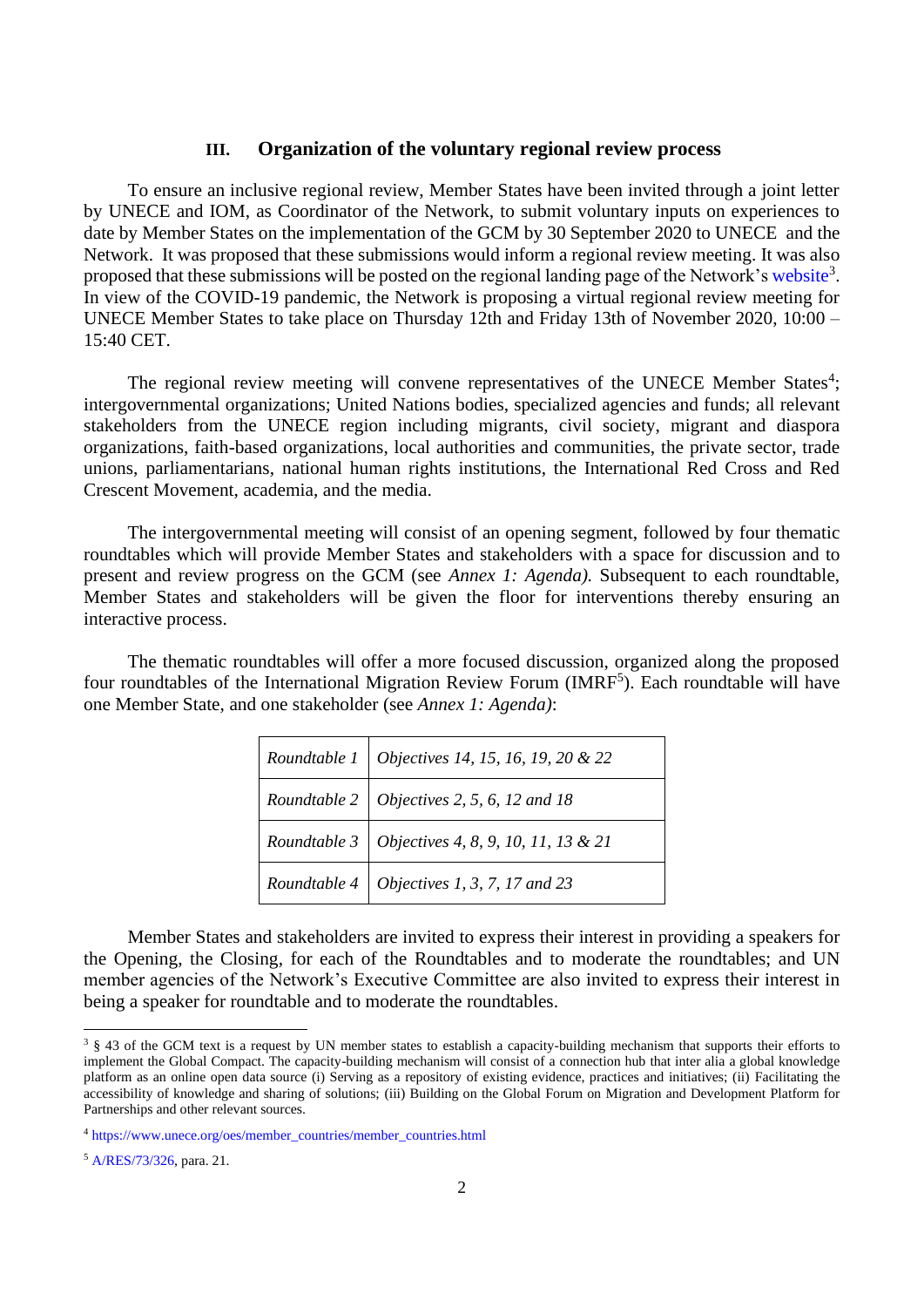## III. Organization of the voluntary regional review process

To ensure an inclusive regional review, Member States have been invited through a joint letter by UNECE and IOM, as Coordinator of the Network, to submit voluntary inputs on experiences to date by Member States on the implementation of the GCM by 30 September 2020 to UNECE and the Network. It was proposed that these submissions would inform a regional review meeting. It was also proposed that these submissions will be posted on the regional landing page of the Network's website[3]. In view of the COVID-19 pandemic, the Network is proposing a virtual regional review meeting for UNECE Member States to take place on Thursday 12th and Friday 13th of November 2020, 10:00 – 15:40 CET.

The regional review meeting will convene representatives of the UNECE Member States[4]; intergovernmental organizations; United Nations bodies, specialized agencies and funds; all relevant stakeholders from the UNECE region including migrants, civil society, migrant and diaspora organizations, faith-based organizations, local authorities and communities, the private sector, trade unions, parliamentarians, national human rights institutions, the International Red Cross and Red Crescent Movement, academia, and the media.

The intergovernmental meeting will consist of an opening segment, followed by four thematic roundtables which will provide Member States and stakeholders with a space for discussion and to present and review progress on the GCM (see *Annex 1: Agenda).* Subsequent to each roundtable, Member States and stakeholders will be given the floor for interventions thereby ensuring an interactive process.

The thematic roundtables will offer a more focused discussion, organized along the proposed four roundtables of the International Migration Review Forum (IMRF[5]). Each roundtable will have one Member State, and one stakeholder (see *Annex 1: Agenda)*:

| | |
|---|---|
| *Roundtable 1* | *Objectives 14, 15, 16, 19, 20 & 22* |
| *Roundtable 2* | *Objectives 2, 5, 6, 12 and 18* |
| *Roundtable 3* | *Objectives 4, 8, 9, 10, 11, 13 & 21* |
| *Roundtable 4* | *Objectives 1, 3, 7, 17 and 23* |

Member States and stakeholders are invited to express their interest in providing a speakers for the Opening, the Closing, for each of the Roundtables and to moderate the roundtables; and UN member agencies of the Network's Executive Committee are also invited to express their interest in being a speaker for roundtable and to moderate the roundtables.

---

[3] § 43 of the GCM text is a request by UN member states to establish a capacity-building mechanism that supports their efforts to implement the Global Compact. The capacity-building mechanism will consist of a connection hub that inter alia a global knowledge platform as an online open data source (i) Serving as a repository of existing evidence, practices and initiatives; (ii) Facilitating the accessibility of knowledge and sharing of solutions; (iii) Building on the Global Forum on Migration and Development Platform for Partnerships and other relevant sources.

[4] https://www.unece.org/oes/member_countries/member_countries.html

[5] A/RES/73/326, para. 21.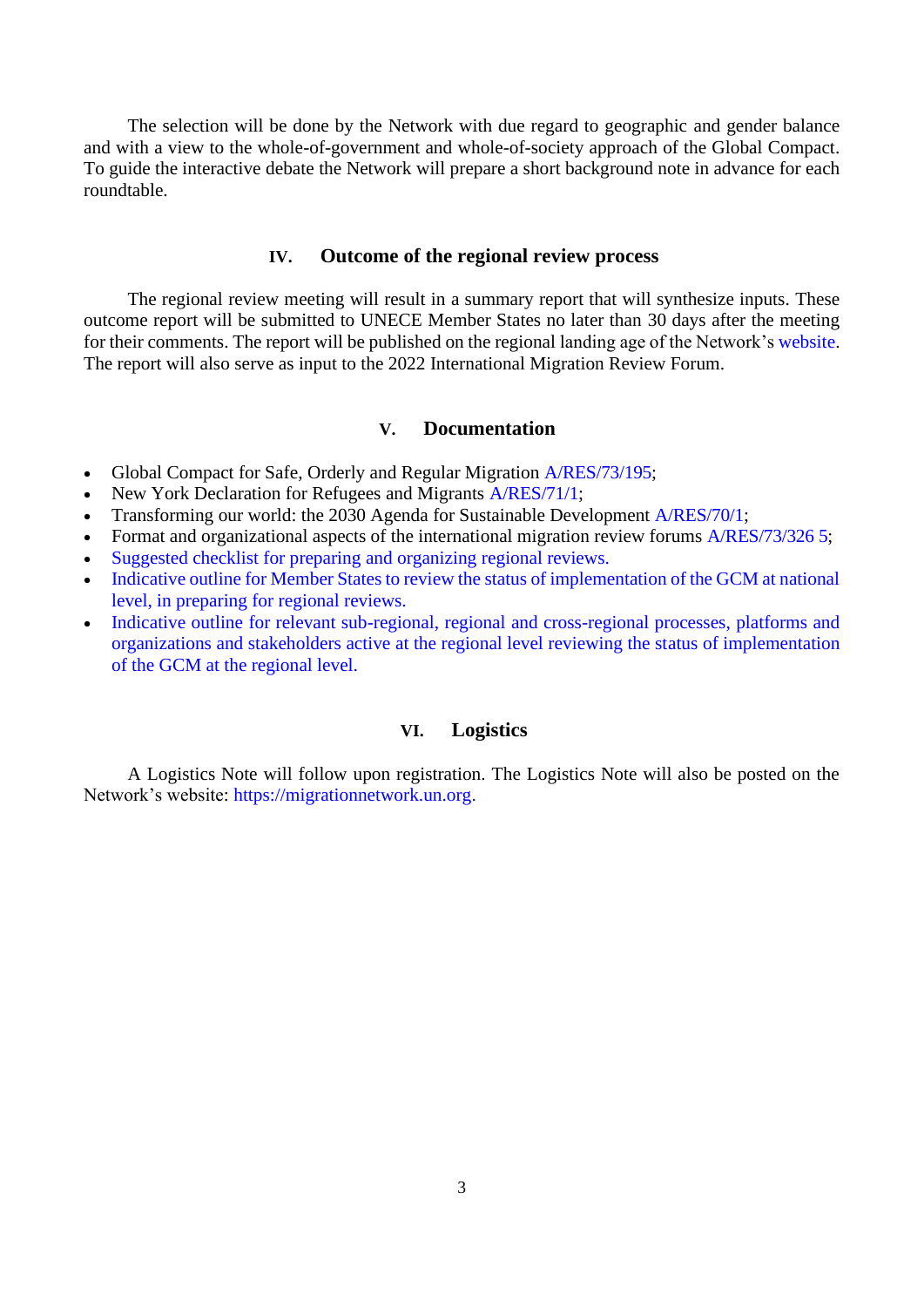The selection will be done by the Network with due regard to geographic and gender balance and with a view to the whole-of-government and whole-of-society approach of the Global Compact. To guide the interactive debate the Network will prepare a short background note in advance for each roundtable.

## IV. Outcome of the regional review process

The regional review meeting will result in a summary report that will synthesize inputs. These outcome report will be submitted to UNECE Member States no later than 30 days after the meeting for their comments. The report will be published on the regional landing age of the Network's website. The report will also serve as input to the 2022 International Migration Review Forum.

## V. Documentation

- Global Compact for Safe, Orderly and Regular Migration A/RES/73/195;
- New York Declaration for Refugees and Migrants A/RES/71/1;
- Transforming our world: the 2030 Agenda for Sustainable Development A/RES/70/1;
- Format and organizational aspects of the international migration review forums A/RES/73/326 5;
- Suggested checklist for preparing and organizing regional reviews.
- Indicative outline for Member States to review the status of implementation of the GCM at national level, in preparing for regional reviews.
- Indicative outline for relevant sub-regional, regional and cross-regional processes, platforms and organizations and stakeholders active at the regional level reviewing the status of implementation of the GCM at the regional level.

## VI. Logistics

A Logistics Note will follow upon registration. The Logistics Note will also be posted on the Network's website: https://migrationnetwork.un.org.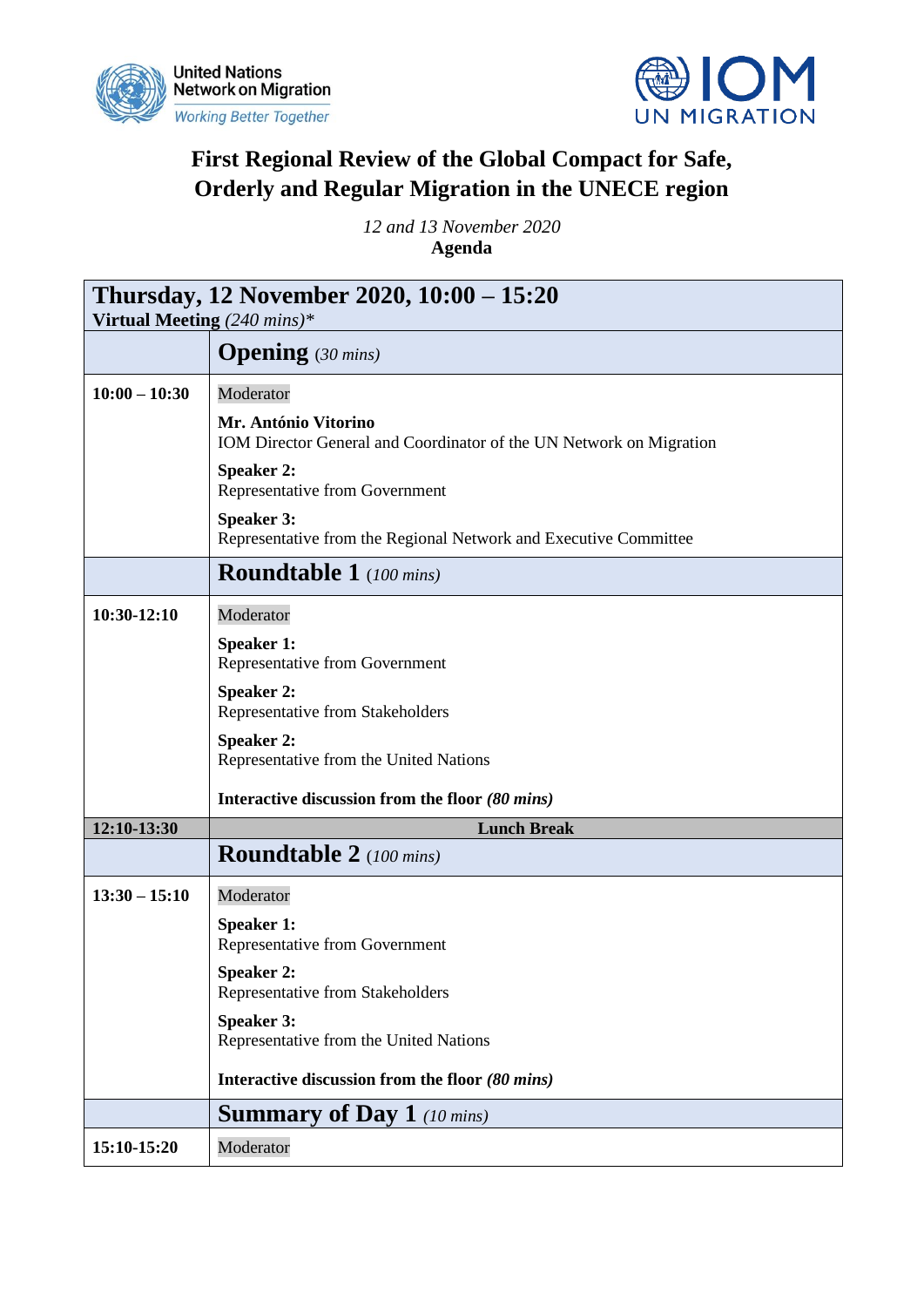United Nations Network on Migration
*Working Better Together*

IOM UN MIGRATION

# First Regional Review of the Global Compact for Safe, Orderly and Regular Migration in the UNECE region

*12 and 13 November 2020*

**Agenda**

| **Thursday, 12 November 2020, 10:00 – 15:20** **Virtual Meeting** *(240 mins)\** | |
|---|---|
| | **Opening** *(30 mins)* |
| **10:00 – 10:30** | Moderator<br><br>**Mr. António Vitorino**<br>IOM Director General and Coordinator of the UN Network on Migration<br><br>**Speaker 2:**<br>Representative from Government<br><br>**Speaker 3:**<br>Representative from the Regional Network and Executive Committee |
| | **Roundtable 1** *(100 mins)* |
| **10:30-12:10** | Moderator<br><br>**Speaker 1:**<br>Representative from Government<br><br>**Speaker 2:**<br>Representative from Stakeholders<br><br>**Speaker 2:**<br>Representative from the United Nations<br><br>**Interactive discussion from the floor *(80 mins)*** |
| **12:10-13:30** | **Lunch Break** |
| | **Roundtable 2** *(100 mins)* |
| **13:30 – 15:10** | Moderator<br><br>**Speaker 1:**<br>Representative from Government<br><br>**Speaker 2:**<br>Representative from Stakeholders<br><br>**Speaker 3:**<br>Representative from the United Nations<br><br>**Interactive discussion from the floor *(80 mins)*** |
| | **Summary of Day 1** *(10 mins)* |
| **15:10-15:20** | Moderator |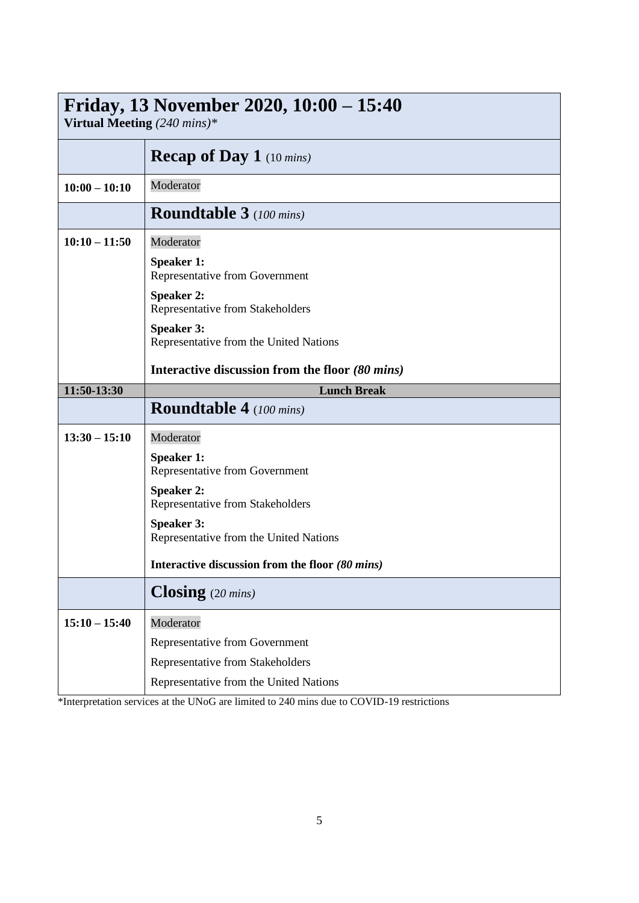| **Friday, 13 November 2020, 10:00 – 15:40**<br>**Virtual Meeting** *(240 mins)*\* | |
|---|---|
| | **Recap of Day 1** (10 *mins)* |
| **10:00 – 10:10** | Moderator |
| | **Roundtable 3** (*100 mins)* |
| **10:10 – 11:50** | Moderator<br><br>**Speaker 1:**<br>Representative from Government<br><br>**Speaker 2:**<br>Representative from Stakeholders<br><br>**Speaker 3:**<br>Representative from the United Nations<br><br>**Interactive discussion from the floor *(80 mins)*** |
| **11:50-13:30** | **Lunch Break** |
| | **Roundtable 4** (*100 mins)* |
| **13:30 – 15:10** | Moderator<br><br>**Speaker 1:**<br>Representative from Government<br><br>**Speaker 2:**<br>Representative from Stakeholders<br><br>**Speaker 3:**<br>Representative from the United Nations<br><br>**Interactive discussion from the floor *(80 mins)*** |
| | **Closing** (20 *mins)* |
| **15:10 – 15:40** | Moderator<br><br>Representative from Government<br><br>Representative from Stakeholders<br><br>Representative from the United Nations |

\*Interpretation services at the UNoG are limited to 240 mins due to COVID-19 restrictions